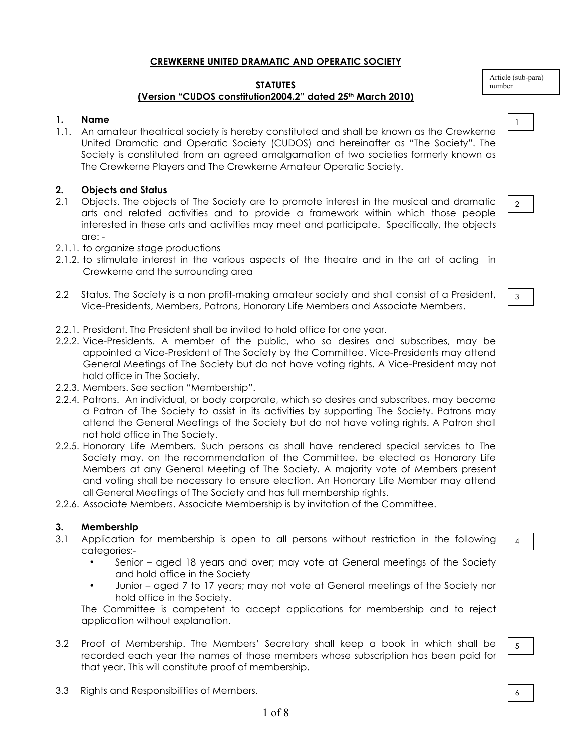# CREWKERNE UNITED DRAMATIC AND OPERATIC SOCIETY

## STATUTES
**(Version "CUDOS constitution2004.2" dated 25th March 2010)**

Article (sub-para) number

### 1. Name

1.1. An amateur theatrical society is hereby constituted and shall be known as the Crewkerne United Dramatic and Operatic Society (CUDOS) and hereinafter as "The Society". The Society is constituted from an agreed amalgamation of two societies formerly known as The Crewkerne Players and The Crewkerne Amateur Operatic Society. [1]

### 2. Objects and Status

2.1 Objects. The objects of The Society are to promote interest in the musical and dramatic arts and related activities and to provide a framework within which those people interested in these arts and activities may meet and participate. Specifically, the objects are: - [2]

2.1.1. to organize stage productions

2.1.2. to stimulate interest in the various aspects of the theatre and in the art of acting in Crewkerne and the surrounding area

2.2 Status. The Society is a non profit-making amateur society and shall consist of a President, Vice-Presidents, Members, Patrons, Honorary Life Members and Associate Members. [3]

2.2.1. President. The President shall be invited to hold office for one year.

2.2.2. Vice-Presidents. A member of the public, who so desires and subscribes, may be appointed a Vice-President of The Society by the Committee. Vice-Presidents may attend General Meetings of The Society but do not have voting rights. A Vice-President may not hold office in The Society.

2.2.3. Members. See section "Membership".

2.2.4. Patrons. An individual, or body corporate, which so desires and subscribes, may become a Patron of The Society to assist in its activities by supporting The Society. Patrons may attend the General Meetings of the Society but do not have voting rights. A Patron shall not hold office in The Society.

2.2.5. Honorary Life Members. Such persons as shall have rendered special services to The Society may, on the recommendation of the Committee, be elected as Honorary Life Members at any General Meeting of The Society. A majority vote of Members present and voting shall be necessary to ensure election. An Honorary Life Member may attend all General Meetings of The Society and has full membership rights.

2.2.6. Associate Members. Associate Membership is by invitation of the Committee.

### 3. Membership

3.1 Application for membership is open to all persons without restriction in the following categories:- [4]

- Senior – aged 18 years and over; may vote at General meetings of the Society and hold office in the Society
- Junior – aged 7 to 17 years; may not vote at General meetings of the Society nor hold office in the Society.

The Committee is competent to accept applications for membership and to reject application without explanation.

3.2 Proof of Membership. The Members' Secretary shall keep a book in which shall be recorded each year the names of those members whose subscription has been paid for that year. This will constitute proof of membership. [5]

3.3 Rights and Responsibilities of Members. [6]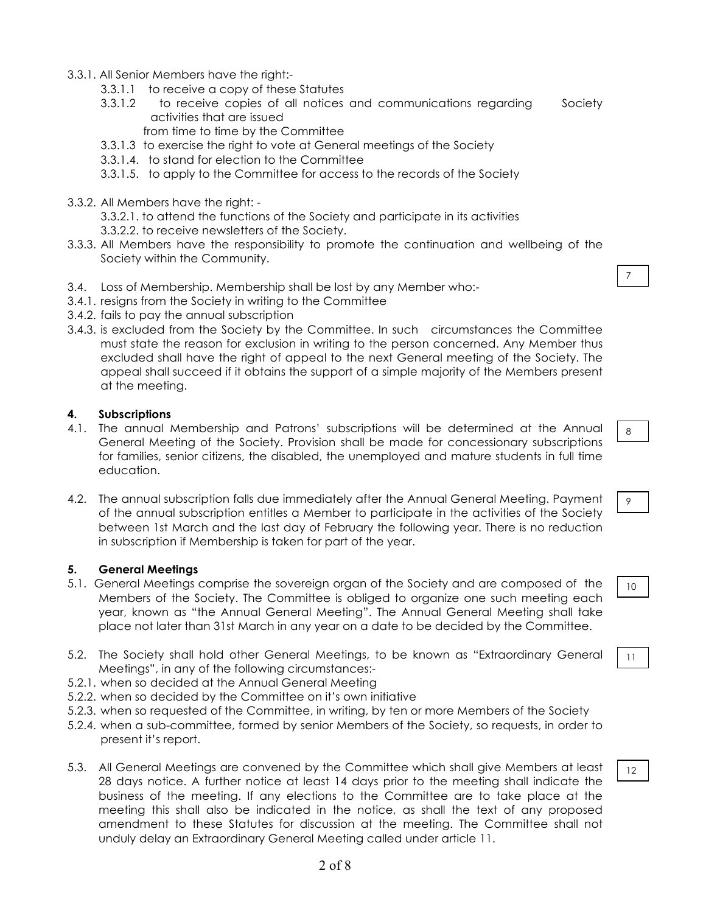3.3.1. All Senior Members have the right:-

- 3.3.1.1 to receive a copy of these Statutes
- 3.3.1.2 to receive copies of all notices and communications regarding Society activities that are issued from time to time by the Committee
- 3.3.1.3 to exercise the right to vote at General meetings of the Society
- 3.3.1.4. to stand for election to the Committee
- 3.3.1.5. to apply to the Committee for access to the records of the Society

3.3.2. All Members have the right: -

- 3.3.2.1. to attend the functions of the Society and participate in its activities
- 3.3.2.2. to receive newsletters of the Society.

3.3.3. All Members have the responsibility to promote the continuation and wellbeing of the Society within the Community.

7

3.4. Loss of Membership. Membership shall be lost by any Member who:-

3.4.1. resigns from the Society in writing to the Committee

3.4.2. fails to pay the annual subscription

3.4.3. is excluded from the Society by the Committee. In such circumstances the Committee must state the reason for exclusion in writing to the person concerned. Any Member thus excluded shall have the right of appeal to the next General meeting of the Society. The appeal shall succeed if it obtains the support of a simple majority of the Members present at the meeting.

## 4. Subscriptions

4.1. The annual Membership and Patrons' subscriptions will be determined at the Annual General Meeting of the Society. Provision shall be made for concessionary subscriptions for families, senior citizens, the disabled, the unemployed and mature students in full time education.

8

4.2. The annual subscription falls due immediately after the Annual General Meeting. Payment of the annual subscription entitles a Member to participate in the activities of the Society between 1st March and the last day of February the following year. There is no reduction in subscription if Membership is taken for part of the year.

9

## 5. General Meetings

5.1. General Meetings comprise the sovereign organ of the Society and are composed of the Members of the Society. The Committee is obliged to organize one such meeting each year, known as "the Annual General Meeting". The Annual General Meeting shall take place not later than 31st March in any year on a date to be decided by the Committee.

10

5.2. The Society shall hold other General Meetings, to be known as "Extraordinary General Meetings", in any of the following circumstances:-

11

5.2.1. when so decided at the Annual General Meeting

5.2.2. when so decided by the Committee on it's own initiative

5.2.3. when so requested of the Committee, in writing, by ten or more Members of the Society

5.2.4. when a sub-committee, formed by senior Members of the Society, so requests, in order to present it's report.

5.3. All General Meetings are convened by the Committee which shall give Members at least 28 days notice. A further notice at least 14 days prior to the meeting shall indicate the business of the meeting. If any elections to the Committee are to take place at the meeting this shall also be indicated in the notice, as shall the text of any proposed amendment to these Statutes for discussion at the meeting. The Committee shall not unduly delay an Extraordinary General Meeting called under article 11.

12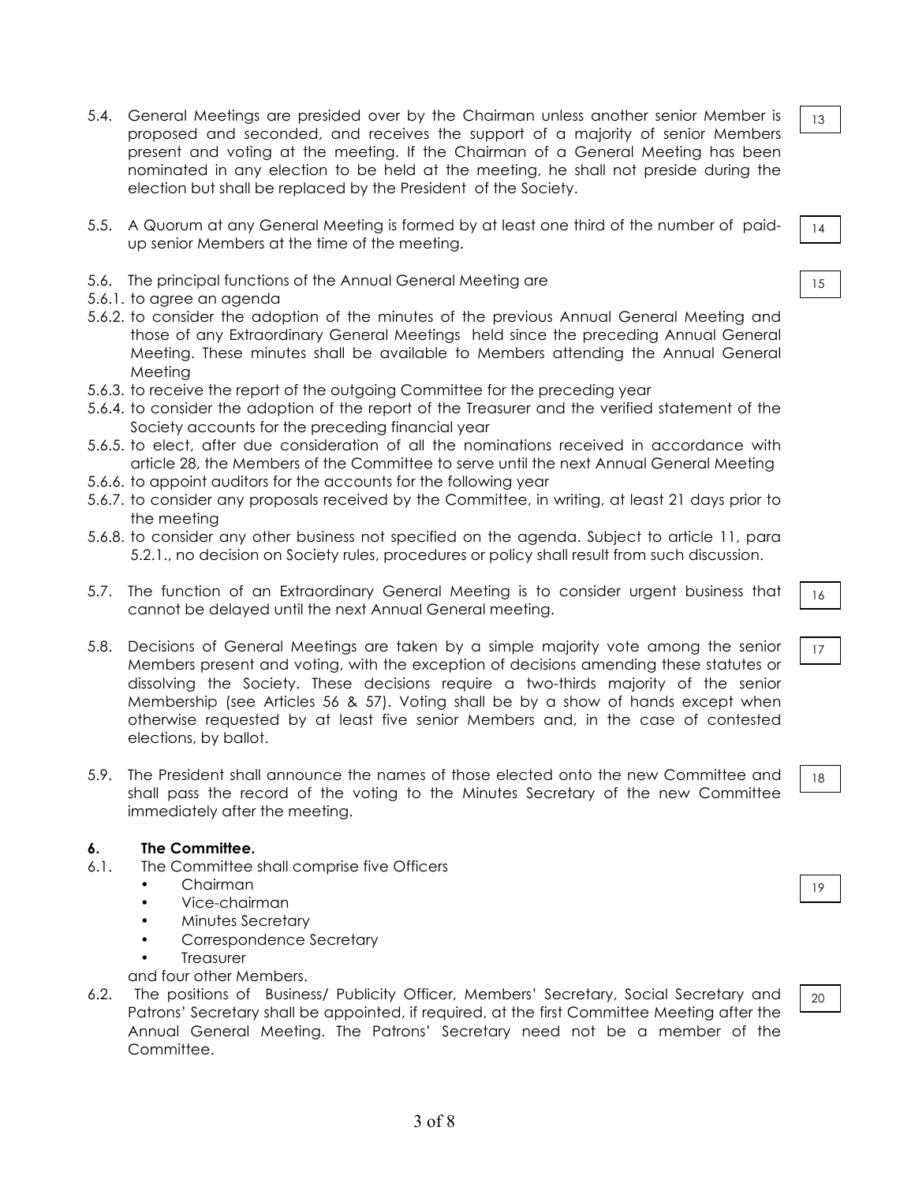5.4. General Meetings are presided over by the Chairman unless another senior Member is proposed and seconded, and receives the support of a majority of senior Members present and voting at the meeting. If the Chairman of a General Meeting has been nominated in any election to be held at the meeting, he shall not preside during the election but shall be replaced by the President of the Society. 13

5.5. A Quorum at any General Meeting is formed by at least one third of the number of paid-up senior Members at the time of the meeting. 14

5.6. The principal functions of the Annual General Meeting are 15

5.6.1. to agree an agenda

5.6.2. to consider the adoption of the minutes of the previous Annual General Meeting and those of any Extraordinary General Meetings held since the preceding Annual General Meeting. These minutes shall be available to Members attending the Annual General Meeting

5.6.3. to receive the report of the outgoing Committee for the preceding year

5.6.4. to consider the adoption of the report of the Treasurer and the verified statement of the Society accounts for the preceding financial year

5.6.5. to elect, after due consideration of all the nominations received in accordance with article 28, the Members of the Committee to serve until the next Annual General Meeting

5.6.6. to appoint auditors for the accounts for the following year

5.6.7. to consider any proposals received by the Committee, in writing, at least 21 days prior to the meeting

5.6.8. to consider any other business not specified on the agenda. Subject to article 11, para 5.2.1., no decision on Society rules, procedures or policy shall result from such discussion.

5.7. The function of an Extraordinary General Meeting is to consider urgent business that cannot be delayed until the next Annual General meeting. 16

5.8. Decisions of General Meetings are taken by a simple majority vote among the senior Members present and voting, with the exception of decisions amending these statutes or dissolving the Society. These decisions require a two-thirds majority of the senior Membership (see Articles 56 & 57). Voting shall be by a show of hands except when otherwise requested by at least five senior Members and, in the case of contested elections, by ballot. 17

5.9. The President shall announce the names of those elected onto the new Committee and shall pass the record of the voting to the Minutes Secretary of the new Committee immediately after the meeting. 18

### 6. The Committee.

6.1. The Committee shall comprise five Officers 19

- Chairman
- Vice-chairman
- Minutes Secretary
- Correspondence Secretary
- Treasurer

and four other Members.

6.2. The positions of Business/ Publicity Officer, Members' Secretary, Social Secretary and Patrons' Secretary shall be appointed, if required, at the first Committee Meeting after the Annual General Meeting. The Patrons' Secretary need not be a member of the Committee. 20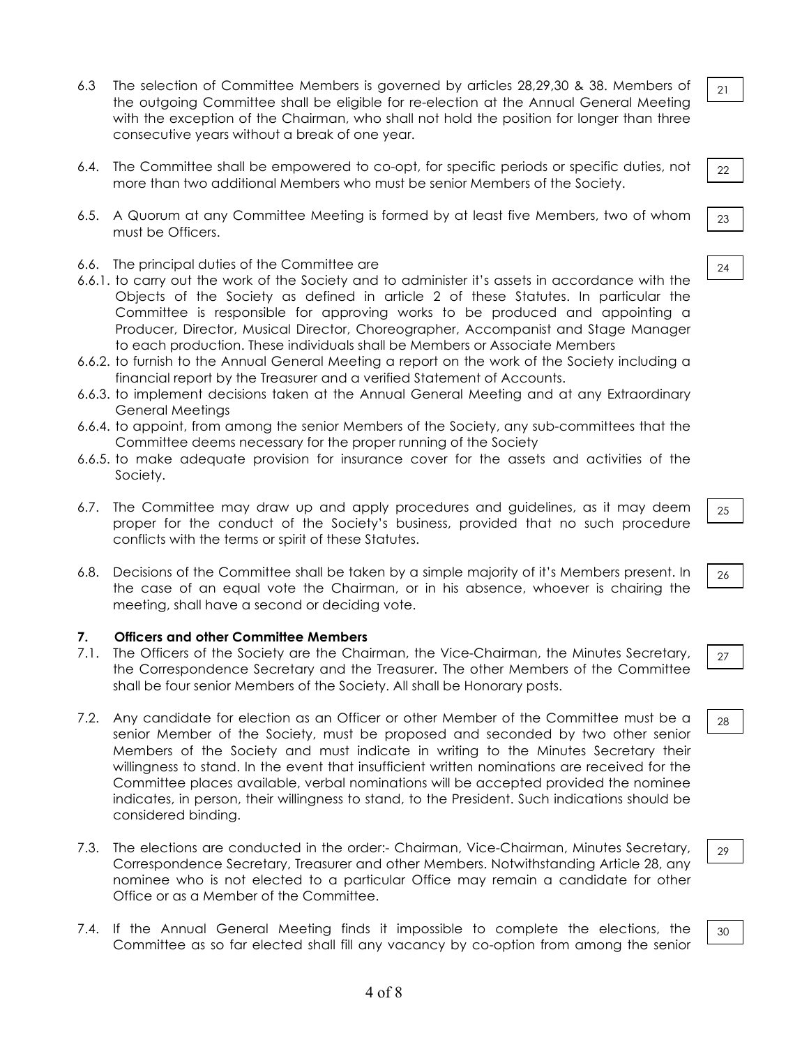6.3 The selection of Committee Members is governed by articles 28,29,30 & 38. Members of the outgoing Committee shall be eligible for re-election at the Annual General Meeting with the exception of the Chairman, who shall not hold the position for longer than three consecutive years without a break of one year. [21]

6.4. The Committee shall be empowered to co-opt, for specific periods or specific duties, not more than two additional Members who must be senior Members of the Society. [22]

6.5. A Quorum at any Committee Meeting is formed by at least five Members, two of whom must be Officers. [23]

6.6. The principal duties of the Committee are [24]

6.6.1. to carry out the work of the Society and to administer it's assets in accordance with the Objects of the Society as defined in article 2 of these Statutes. In particular the Committee is responsible for approving works to be produced and appointing a Producer, Director, Musical Director, Choreographer, Accompanist and Stage Manager to each production. These individuals shall be Members or Associate Members

6.6.2. to furnish to the Annual General Meeting a report on the work of the Society including a financial report by the Treasurer and a verified Statement of Accounts.

6.6.3. to implement decisions taken at the Annual General Meeting and at any Extraordinary General Meetings

6.6.4. to appoint, from among the senior Members of the Society, any sub-committees that the Committee deems necessary for the proper running of the Society

6.6.5. to make adequate provision for insurance cover for the assets and activities of the Society.

6.7. The Committee may draw up and apply procedures and guidelines, as it may deem proper for the conduct of the Society's business, provided that no such procedure conflicts with the terms or spirit of these Statutes. [25]

6.8. Decisions of the Committee shall be taken by a simple majority of it's Members present. In the case of an equal vote the Chairman, or in his absence, whoever is chairing the meeting, shall have a second or deciding vote. [26]

## 7. Officers and other Committee Members

7.1. The Officers of the Society are the Chairman, the Vice-Chairman, the Minutes Secretary, the Correspondence Secretary and the Treasurer. The other Members of the Committee shall be four senior Members of the Society. All shall be Honorary posts. [27]

7.2. Any candidate for election as an Officer or other Member of the Committee must be a senior Member of the Society, must be proposed and seconded by two other senior Members of the Society and must indicate in writing to the Minutes Secretary their willingness to stand. In the event that insufficient written nominations are received for the Committee places available, verbal nominations will be accepted provided the nominee indicates, in person, their willingness to stand, to the President. Such indications should be considered binding. [28]

7.3. The elections are conducted in the order:- Chairman, Vice-Chairman, Minutes Secretary, Correspondence Secretary, Treasurer and other Members. Notwithstanding Article 28, any nominee who is not elected to a particular Office may remain a candidate for other Office or as a Member of the Committee. [29]

7.4. If the Annual General Meeting finds it impossible to complete the elections, the Committee as so far elected shall fill any vacancy by co-option from among the senior [30]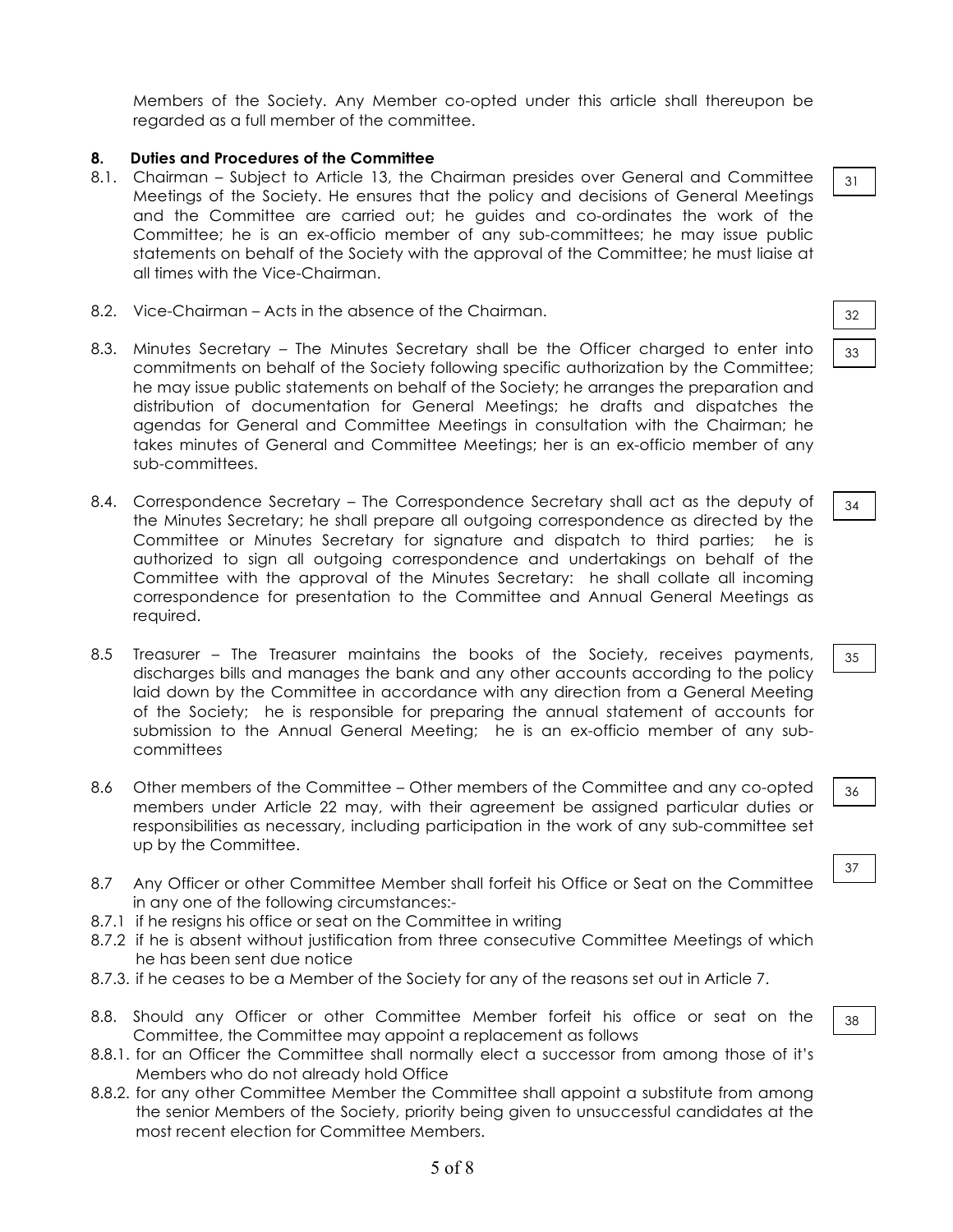Members of the Society. Any Member co-opted under this article shall thereupon be regarded as a full member of the committee.

**8. Duties and Procedures of the Committee**

8.1. Chairman – Subject to Article 13, the Chairman presides over General and Committee Meetings of the Society. He ensures that the policy and decisions of General Meetings and the Committee are carried out; he guides and co-ordinates the work of the Committee; he is an ex-officio member of any sub-committees; he may issue public statements on behalf of the Society with the approval of the Committee; he must liaise at all times with the Vice-Chairman.

31

8.2. Vice-Chairman – Acts in the absence of the Chairman.

32

8.3. Minutes Secretary – The Minutes Secretary shall be the Officer charged to enter into commitments on behalf of the Society following specific authorization by the Committee; he may issue public statements on behalf of the Society; he arranges the preparation and distribution of documentation for General Meetings; he drafts and dispatches the agendas for General and Committee Meetings in consultation with the Chairman; he takes minutes of General and Committee Meetings; her is an ex-officio member of any sub-committees.

33

8.4. Correspondence Secretary – The Correspondence Secretary shall act as the deputy of the Minutes Secretary; he shall prepare all outgoing correspondence as directed by the Committee or Minutes Secretary for signature and dispatch to third parties; he is authorized to sign all outgoing correspondence and undertakings on behalf of the Committee with the approval of the Minutes Secretary: he shall collate all incoming correspondence for presentation to the Committee and Annual General Meetings as required.

34

8.5 Treasurer – The Treasurer maintains the books of the Society, receives payments, discharges bills and manages the bank and any other accounts according to the policy laid down by the Committee in accordance with any direction from a General Meeting of the Society; he is responsible for preparing the annual statement of accounts for submission to the Annual General Meeting; he is an ex-officio member of any sub-committees

35

8.6 Other members of the Committee – Other members of the Committee and any co-opted members under Article 22 may, with their agreement be assigned particular duties or responsibilities as necessary, including participation in the work of any sub-committee set up by the Committee.

36

37

8.7 Any Officer or other Committee Member shall forfeit his Office or Seat on the Committee in any one of the following circumstances:-

8.7.1 if he resigns his office or seat on the Committee in writing

8.7.2 if he is absent without justification from three consecutive Committee Meetings of which he has been sent due notice

8.7.3. if he ceases to be a Member of the Society for any of the reasons set out in Article 7.

8.8. Should any Officer or other Committee Member forfeit his office or seat on the Committee, the Committee may appoint a replacement as follows

38

8.8.1. for an Officer the Committee shall normally elect a successor from among those of it's Members who do not already hold Office

8.8.2. for any other Committee Member the Committee shall appoint a substitute from among the senior Members of the Society, priority being given to unsuccessful candidates at the most recent election for Committee Members.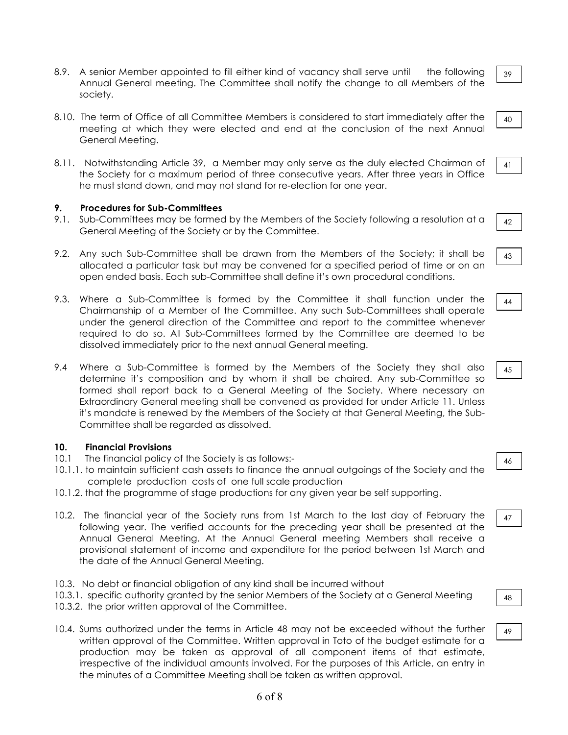8.9. A senior Member appointed to fill either kind of vacancy shall serve until the following Annual General meeting. The Committee shall notify the change to all Members of the society. 39

8.10. The term of Office of all Committee Members is considered to start immediately after the meeting at which they were elected and end at the conclusion of the next Annual General Meeting. 40

8.11. Notwithstanding Article 39, a Member may only serve as the duly elected Chairman of the Society for a maximum period of three consecutive years. After three years in Office he must stand down, and may not stand for re-election for one year. 41

**9. Procedures for Sub-Committees**

9.1. Sub-Committees may be formed by the Members of the Society following a resolution at a General Meeting of the Society or by the Committee. 42

9.2. Any such Sub-Committee shall be drawn from the Members of the Society; it shall be allocated a particular task but may be convened for a specified period of time or on an open ended basis. Each sub-Committee shall define it's own procedural conditions. 43

9.3. Where a Sub-Committee is formed by the Committee it shall function under the Chairmanship of a Member of the Committee. Any such Sub-Committees shall operate under the general direction of the Committee and report to the committee whenever required to do so. All Sub-Committees formed by the Committee are deemed to be dissolved immediately prior to the next annual General meeting. 44

9.4 Where a Sub-Committee is formed by the Members of the Society they shall also determine it's composition and by whom it shall be chaired. Any sub-Committee so formed shall report back to a General Meeting of the Society. Where necessary an Extraordinary General meeting shall be convened as provided for under Article 11. Unless it's mandate is renewed by the Members of the Society at that General Meeting, the Sub-Committee shall be regarded as dissolved. 45

**10. Financial Provisions**

10.1 The financial policy of the Society is as follows:- 46

10.1.1. to maintain sufficient cash assets to finance the annual outgoings of the Society and the complete production costs of one full scale production

10.1.2. that the programme of stage productions for any given year be self supporting.

10.2. The financial year of the Society runs from 1st March to the last day of February the following year. The verified accounts for the preceding year shall be presented at the Annual General Meeting. At the Annual General meeting Members shall receive a provisional statement of income and expenditure for the period between 1st March and the date of the Annual General Meeting. 47

10.3. No debt or financial obligation of any kind shall be incurred without

10.3.1. specific authority granted by the senior Members of the Society at a General Meeting 48

10.3.2. the prior written approval of the Committee.

10.4. Sums authorized under the terms in Article 48 may not be exceeded without the further written approval of the Committee. Written approval in Toto of the budget estimate for a production may be taken as approval of all component items of that estimate, irrespective of the individual amounts involved. For the purposes of this Article, an entry in the minutes of a Committee Meeting shall be taken as written approval. 49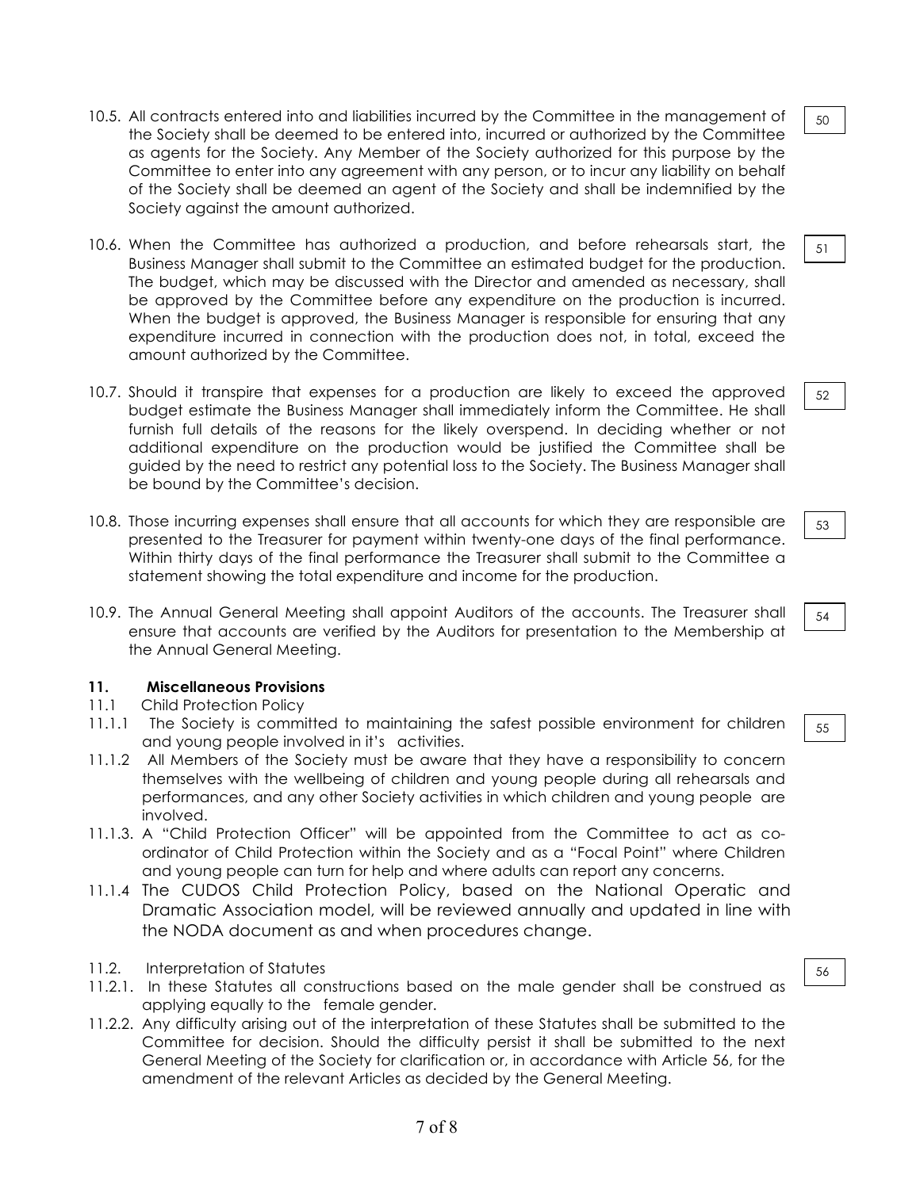10.5. All contracts entered into and liabilities incurred by the Committee in the management of the Society shall be deemed to be entered into, incurred or authorized by the Committee as agents for the Society. Any Member of the Society authorized for this purpose by the Committee to enter into any agreement with any person, or to incur any liability on behalf of the Society shall be deemed an agent of the Society and shall be indemnified by the Society against the amount authorized. 50

10.6. When the Committee has authorized a production, and before rehearsals start, the Business Manager shall submit to the Committee an estimated budget for the production. The budget, which may be discussed with the Director and amended as necessary, shall be approved by the Committee before any expenditure on the production is incurred. When the budget is approved, the Business Manager is responsible for ensuring that any expenditure incurred in connection with the production does not, in total, exceed the amount authorized by the Committee. 51

10.7. Should it transpire that expenses for a production are likely to exceed the approved budget estimate the Business Manager shall immediately inform the Committee. He shall furnish full details of the reasons for the likely overspend. In deciding whether or not additional expenditure on the production would be justified the Committee shall be guided by the need to restrict any potential loss to the Society. The Business Manager shall be bound by the Committee's decision. 52

10.8. Those incurring expenses shall ensure that all accounts for which they are responsible are presented to the Treasurer for payment within twenty-one days of the final performance. Within thirty days of the final performance the Treasurer shall submit to the Committee a statement showing the total expenditure and income for the production. 53

10.9. The Annual General Meeting shall appoint Auditors of the accounts. The Treasurer shall ensure that accounts are verified by the Auditors for presentation to the Membership at the Annual General Meeting. 54

## 11. Miscellaneous Provisions

11.1 Child Protection Policy

11.1.1 The Society is committed to maintaining the safest possible environment for children and young people involved in it's activities. 55

11.1.2 All Members of the Society must be aware that they have a responsibility to concern themselves with the wellbeing of children and young people during all rehearsals and performances, and any other Society activities in which children and young people are involved.

11.1.3. A "Child Protection Officer" will be appointed from the Committee to act as co-ordinator of Child Protection within the Society and as a "Focal Point" where Children and young people can turn for help and where adults can report any concerns.

11.1.4 The CUDOS Child Protection Policy, based on the National Operatic and Dramatic Association model, will be reviewed annually and updated in line with the NODA document as and when procedures change.

11.2. Interpretation of Statutes 56

11.2.1. In these Statutes all constructions based on the male gender shall be construed as applying equally to the female gender.

11.2.2. Any difficulty arising out of the interpretation of these Statutes shall be submitted to the Committee for decision. Should the difficulty persist it shall be submitted to the next General Meeting of the Society for clarification or, in accordance with Article 56, for the amendment of the relevant Articles as decided by the General Meeting.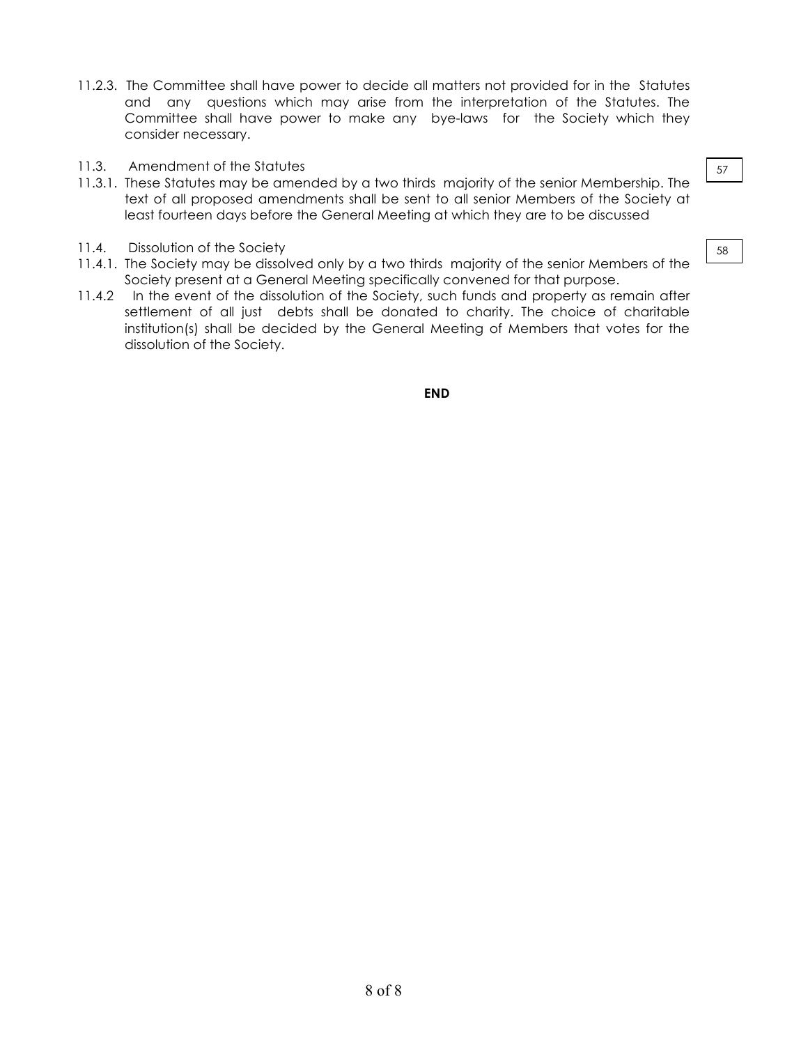11.2.3. The Committee shall have power to decide all matters not provided for in the Statutes and any questions which may arise from the interpretation of the Statutes. The Committee shall have power to make any bye-laws for the Society which they consider necessary.

11.3. Amendment of the Statutes

57

11.3.1. These Statutes may be amended by a two thirds majority of the senior Membership. The text of all proposed amendments shall be sent to all senior Members of the Society at least fourteen days before the General Meeting at which they are to be discussed

11.4. Dissolution of the Society

58

11.4.1. The Society may be dissolved only by a two thirds majority of the senior Members of the Society present at a General Meeting specifically convened for that purpose.

11.4.2 In the event of the dissolution of the Society, such funds and property as remain after settlement of all just debts shall be donated to charity. The choice of charitable institution(s) shall be decided by the General Meeting of Members that votes for the dissolution of the Society.

**END**